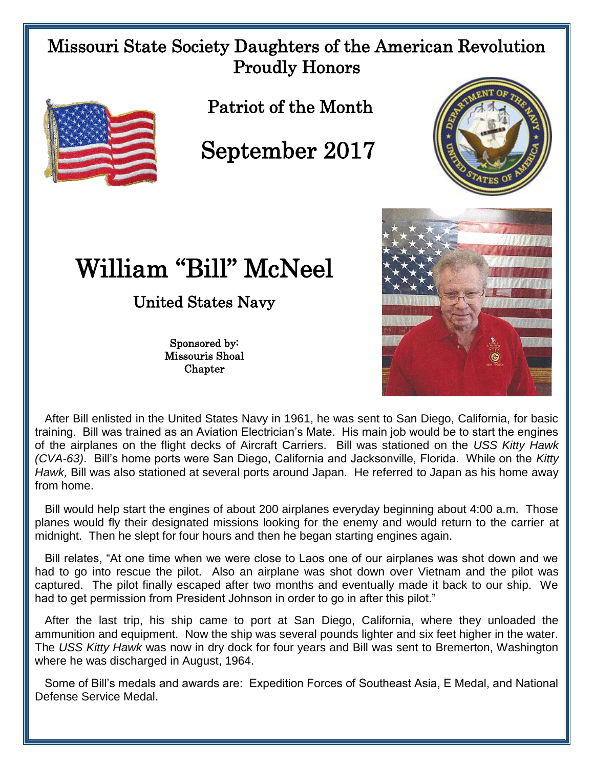# Missouri State Society Daughters of the American Revolution Proudly Honors

## Patriot of the Month

## September 2017

# William "Bill" McNeel

### United States Navy

Sponsored by:
Missouris Shoal
Chapter

After Bill enlisted in the United States Navy in 1961, he was sent to San Diego, California, for basic training. Bill was trained as an Aviation Electrician's Mate. His main job would be to start the engines of the airplanes on the flight decks of Aircraft Carriers. Bill was stationed on the *USS Kitty Hawk (CVA-63)*. Bill's home ports were San Diego, California and Jacksonville, Florida. While on the *Kitty Hawk,* Bill was also stationed at several ports around Japan. He referred to Japan as his home away from home.

Bill would help start the engines of about 200 airplanes everyday beginning about 4:00 a.m. Those planes would fly their designated missions looking for the enemy and would return to the carrier at midnight. Then he slept for four hours and then he began starting engines again.

Bill relates, "At one time when we were close to Laos one of our airplanes was shot down and we had to go into rescue the pilot. Also an airplane was shot down over Vietnam and the pilot was captured. The pilot finally escaped after two months and eventually made it back to our ship. We had to get permission from President Johnson in order to go in after this pilot."

After the last trip, his ship came to port at San Diego, California, where they unloaded the ammunition and equipment. Now the ship was several pounds lighter and six feet higher in the water. The *USS Kitty Hawk* was now in dry dock for four years and Bill was sent to Bremerton, Washington where he was discharged in August, 1964.

Some of Bill's medals and awards are: Expedition Forces of Southeast Asia, E Medal, and National Defense Service Medal.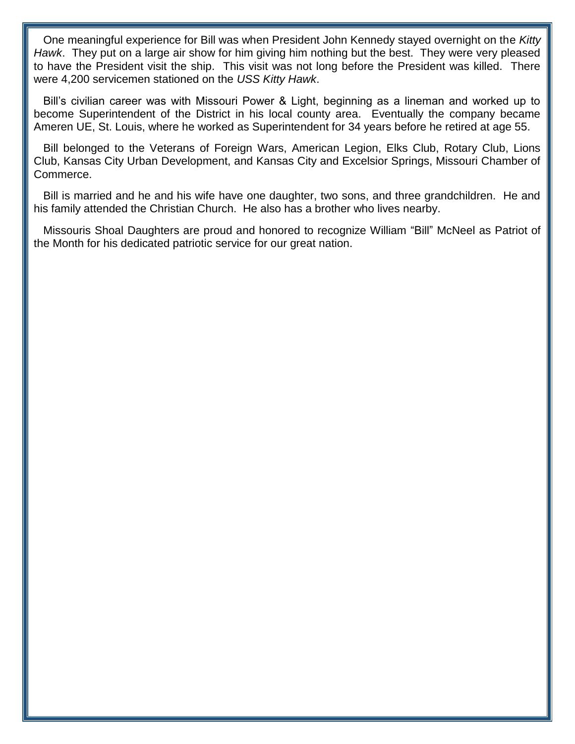One meaningful experience for Bill was when President John Kennedy stayed overnight on the *Kitty Hawk*. They put on a large air show for him giving him nothing but the best. They were very pleased to have the President visit the ship. This visit was not long before the President was killed. There were 4,200 servicemen stationed on the *USS Kitty Hawk*.

Bill's civilian career was with Missouri Power & Light, beginning as a lineman and worked up to become Superintendent of the District in his local county area. Eventually the company became Ameren UE, St. Louis, where he worked as Superintendent for 34 years before he retired at age 55.

Bill belonged to the Veterans of Foreign Wars, American Legion, Elks Club, Rotary Club, Lions Club, Kansas City Urban Development, and Kansas City and Excelsior Springs, Missouri Chamber of Commerce.

Bill is married and he and his wife have one daughter, two sons, and three grandchildren. He and his family attended the Christian Church. He also has a brother who lives nearby.

Missouris Shoal Daughters are proud and honored to recognize William "Bill" McNeel as Patriot of the Month for his dedicated patriotic service for our great nation.